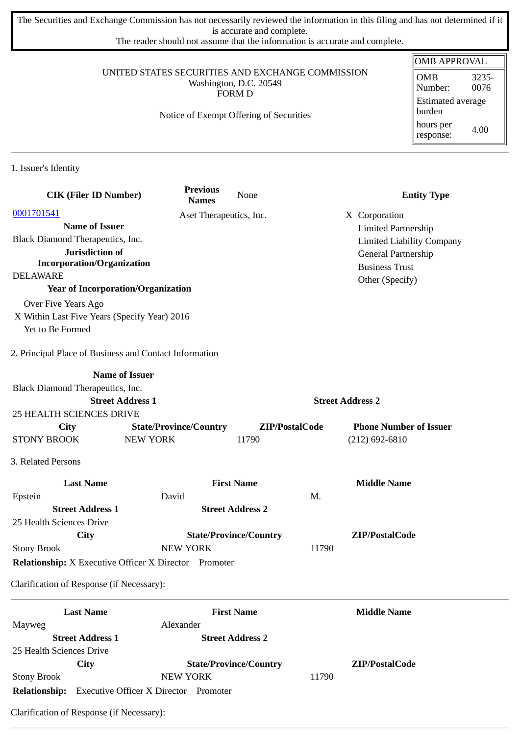The Securities and Exchange Commission has not necessarily reviewed the information in this filing and has not determined if it is accurate and complete.
The reader should not assume that the information is accurate and complete.

| OMB APPROVAL | |
|---|---|
| OMB Number: | 3235-0076 |
| Estimated average burden hours per response: | 4.00 |

UNITED STATES SECURITIES AND EXCHANGE COMMISSION
Washington, D.C. 20549
FORM D

Notice of Exempt Offering of Securities

## 1. Issuer's Identity

| CIK (Filer ID Number) | Previous Names | Entity Type |
|---|---|---|
| 0001701541 | None | X Corporation |
| | Aset Therapeutics, Inc. | Limited Partnership |
| | | Limited Liability Company |
| | | General Partnership |
| | | Business Trust |
| | | Other (Specify) |

**Name of Issuer**
Black Diamond Therapeutics, Inc.

**Jurisdiction of Incorporation/Organization**
DELAWARE

**Year of Incorporation/Organization**
- Over Five Years Ago
- X Within Last Five Years (Specify Year) 2016
- Yet to Be Formed

## 2. Principal Place of Business and Contact Information

**Name of Issuer**
Black Diamond Therapeutics, Inc.

| Street Address 1 | | Street Address 2 | |
|---|---|---|---|
| 25 HEALTH SCIENCES DRIVE | | | |
| **City** | **State/Province/Country** | **ZIP/PostalCode** | **Phone Number of Issuer** |
| STONY BROOK | NEW YORK | 11790 | (212) 692-6810 |

## 3. Related Persons

| Last Name | First Name | Middle Name |
|---|---|---|
| Epstein | David | M. |
| **Street Address 1** | **Street Address 2** | |
| 25 Health Sciences Drive | | |
| **City** | **State/Province/Country** | **ZIP/PostalCode** |
| Stony Brook | NEW YORK | 11790 |

**Relationship:** X Executive Officer X Director Promoter

Clarification of Response (if Necessary):

---

| Last Name | First Name | Middle Name |
|---|---|---|
| Mayweg | Alexander | |
| **Street Address 1** | **Street Address 2** | |
| 25 Health Sciences Drive | | |
| **City** | **State/Province/Country** | **ZIP/PostalCode** |
| Stony Brook | NEW YORK | 11790 |

**Relationship:** Executive Officer X Director Promoter

Clarification of Response (if Necessary):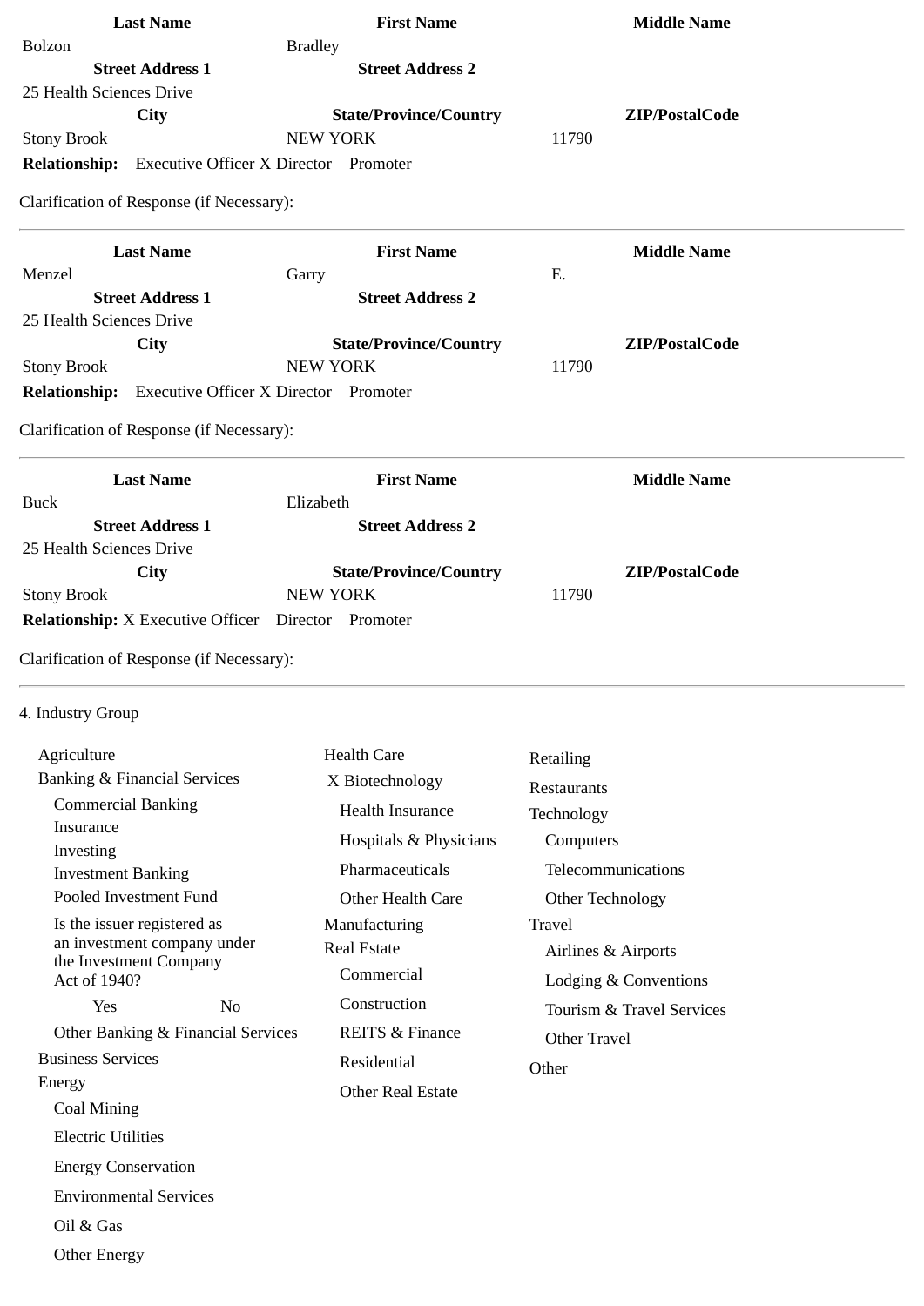| Last Name | First Name | Middle Name |
| --- | --- | --- |
| Bolzon | Bradley | |
| **Street Address 1** | **Street Address 2** | |
| 25 Health Sciences Drive | | |
| **City** | **State/Province/Country** | **ZIP/PostalCode** |
| Stony Brook | NEW YORK | 11790 |

**Relationship:** Executive Officer X Director Promoter

Clarification of Response (if Necessary):

---

| Last Name | First Name | Middle Name |
| --- | --- | --- |
| Menzel | Garry | E. |
| **Street Address 1** | **Street Address 2** | |
| 25 Health Sciences Drive | | |
| **City** | **State/Province/Country** | **ZIP/PostalCode** |
| Stony Brook | NEW YORK | 11790 |

**Relationship:** Executive Officer X Director Promoter

Clarification of Response (if Necessary):

---

| Last Name | First Name | Middle Name |
| --- | --- | --- |
| Buck | Elizabeth | |
| **Street Address 1** | **Street Address 2** | |
| 25 Health Sciences Drive | | |
| **City** | **State/Province/Country** | **ZIP/PostalCode** |
| Stony Brook | NEW YORK | 11790 |

**Relationship:** X Executive Officer Director Promoter

Clarification of Response (if Necessary):

---

4. Industry Group

- Agriculture
- Banking & Financial Services
  - Commercial Banking
  - Insurance
  - Investing
  - Investment Banking
  - Pooled Investment Fund
  - Is the issuer registered as an investment company under the Investment Company Act of 1940?
    - Yes
    - No
  - Other Banking & Financial Services
- Business Services
- Energy
  - Coal Mining
  - Electric Utilities
  - Energy Conservation
  - Environmental Services
  - Oil & Gas
  - Other Energy
- Health Care
  - X Biotechnology
  - Health Insurance
  - Hospitals & Physicians
  - Pharmaceuticals
  - Other Health Care
- Manufacturing
- Real Estate
  - Commercial
  - Construction
  - REITS & Finance
  - Residential
  - Other Real Estate
- Retailing
- Restaurants
- Technology
  - Computers
  - Telecommunications
  - Other Technology
- Travel
  - Airlines & Airports
  - Lodging & Conventions
  - Tourism & Travel Services
  - Other Travel
- Other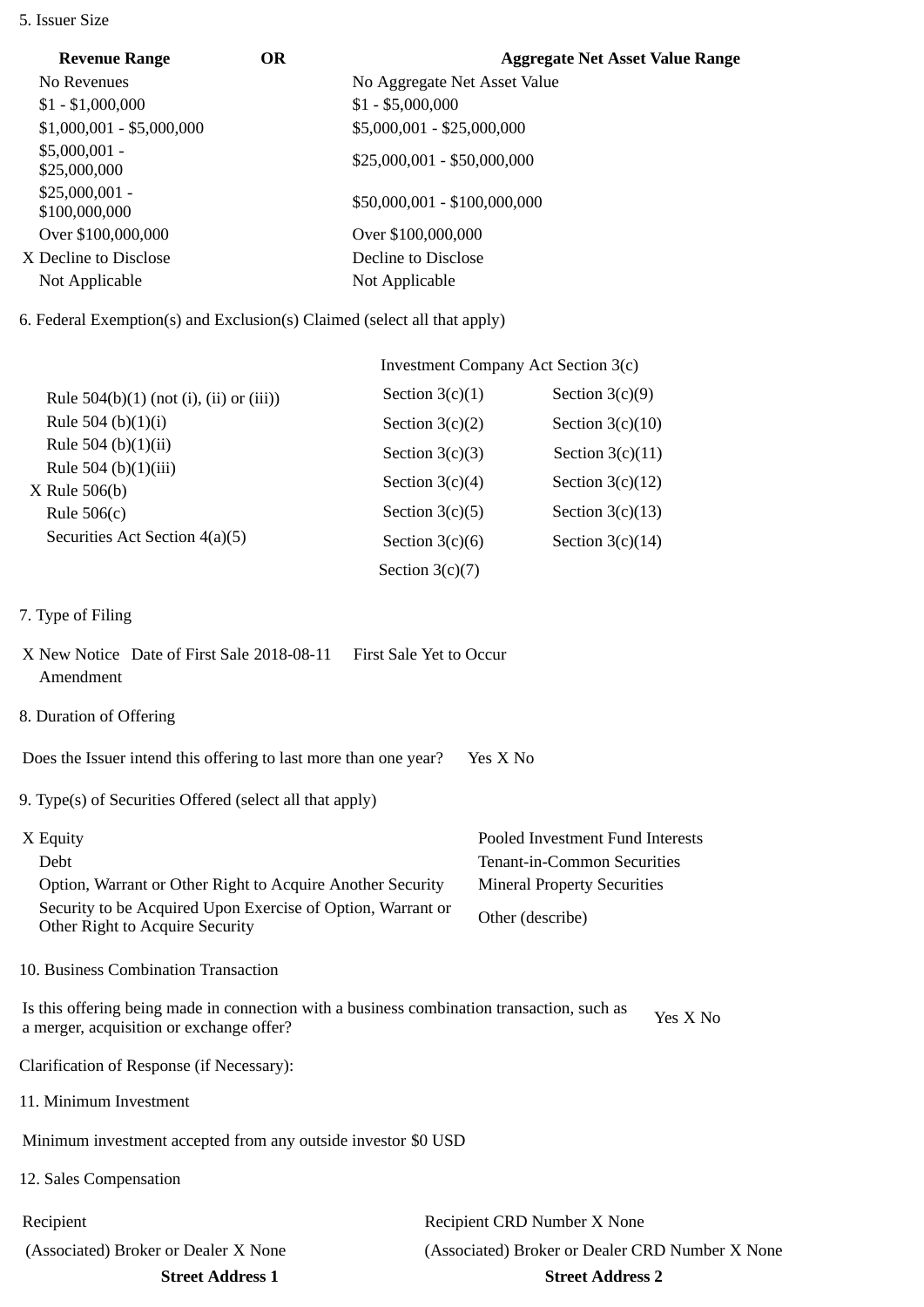5. Issuer Size

| Revenue Range | OR | Aggregate Net Asset Value Range |
|---|---|---|
| No Revenues | | No Aggregate Net Asset Value |
| $1 - $1,000,000 | | $1 - $5,000,000 |
| $1,000,001 - $5,000,000 | | $5,000,001 - $25,000,000 |
| $5,000,001 - $25,000,000 | | $25,000,001 - $50,000,000 |
| $25,000,001 - $100,000,000 | | $50,000,001 - $100,000,000 |
| Over $100,000,000 | | Over $100,000,000 |
| X Decline to Disclose | | Decline to Disclose |
| Not Applicable | | Not Applicable |

6. Federal Exemption(s) and Exclusion(s) Claimed (select all that apply)

| | Investment Company Act Section 3(c) | |
|---|---|---|
| Rule 504(b)(1) (not (i), (ii) or (iii)) | Section 3(c)(1) | Section 3(c)(9) |
| Rule 504 (b)(1)(i) | Section 3(c)(2) | Section 3(c)(10) |
| Rule 504 (b)(1)(ii) | Section 3(c)(3) | Section 3(c)(11) |
| Rule 504 (b)(1)(iii) | Section 3(c)(4) | Section 3(c)(12) |
| X Rule 506(b) | Section 3(c)(5) | Section 3(c)(13) |
| Rule 506(c) | Section 3(c)(6) | Section 3(c)(14) |
| Securities Act Section 4(a)(5) | Section 3(c)(7) | |

7. Type of Filing

X New Notice Date of First Sale 2018-08-11 First Sale Yet to Occur
Amendment

8. Duration of Offering

Does the Issuer intend this offering to last more than one year? Yes X No

9. Type(s) of Securities Offered (select all that apply)

| | |
|---|---|
| X Equity | Pooled Investment Fund Interests |
| Debt | Tenant-in-Common Securities |
| Option, Warrant or Other Right to Acquire Another Security | Mineral Property Securities |
| Security to be Acquired Upon Exercise of Option, Warrant or Other Right to Acquire Security | Other (describe) |

10. Business Combination Transaction

Is this offering being made in connection with a business combination transaction, such as a merger, acquisition or exchange offer? Yes X No

Clarification of Response (if Necessary):

11. Minimum Investment

Minimum investment accepted from any outside investor $0 USD

12. Sales Compensation

| | |
|---|---|
| Recipient | Recipient CRD Number X None |
| (Associated) Broker or Dealer X None | (Associated) Broker or Dealer CRD Number X None |
| **Street Address 1** | **Street Address 2** |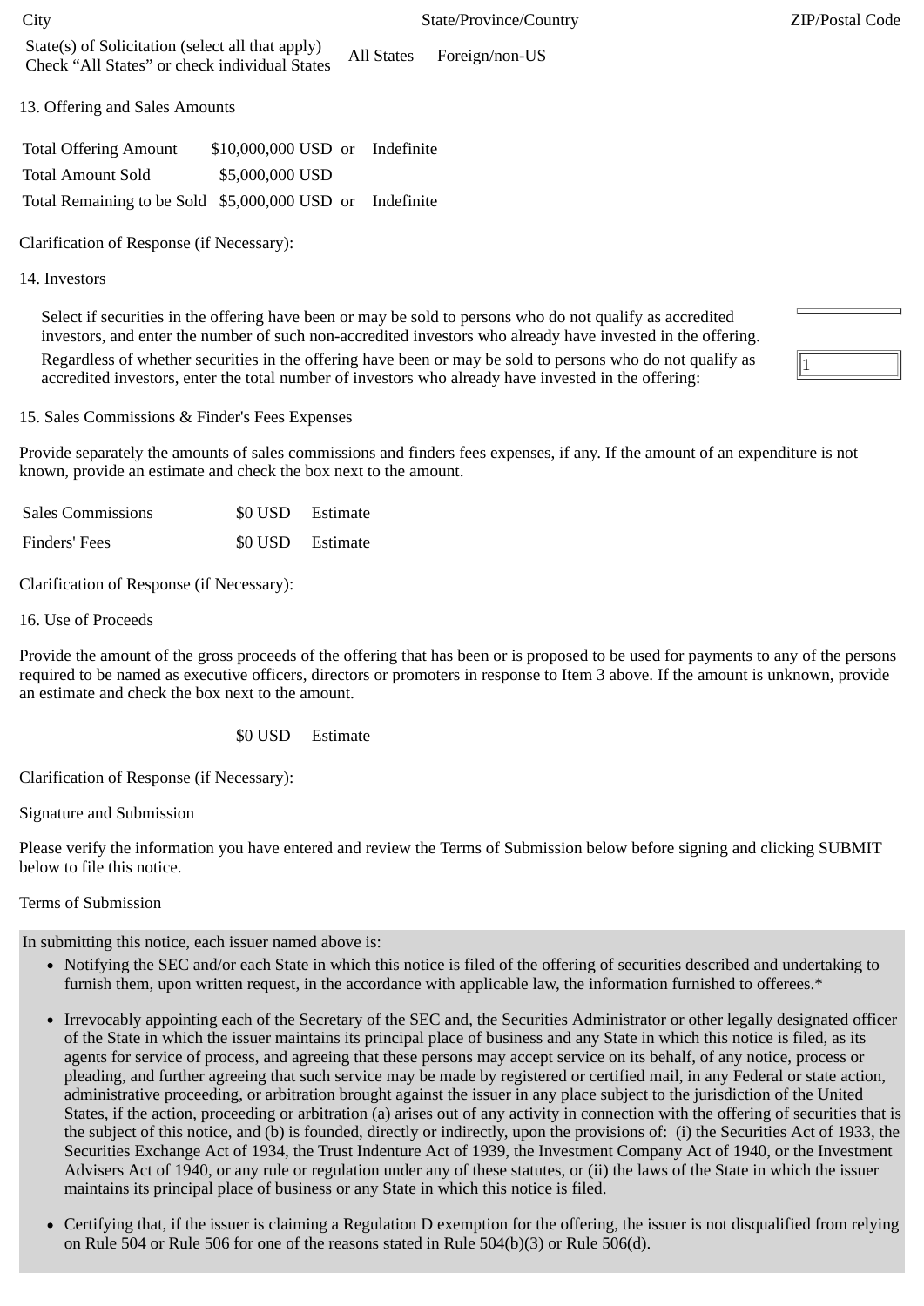| City | State/Province/Country | ZIP/Postal Code |
|---|---|---|

| State(s) of Solicitation (select all that apply) Check "All States" or check individual States | All States | Foreign/non-US |
|---|---|---|

13. Offering and Sales Amounts

| | | | |
|---|---|---|---|
| Total Offering Amount | $10,000,000 USD | or | Indefinite |
| Total Amount Sold | $5,000,000 USD | | |
| Total Remaining to be Sold | $5,000,000 USD | or | Indefinite |

Clarification of Response (if Necessary):

14. Investors

Select if securities in the offering have been or may be sold to persons who do not qualify as accredited investors, and enter the number of such non-accredited investors who already have invested in the offering.

Regardless of whether securities in the offering have been or may be sold to persons who do not qualify as accredited investors, enter the total number of investors who already have invested in the offering: 1

15. Sales Commissions & Finder's Fees Expenses

Provide separately the amounts of sales commissions and finders fees expenses, if any. If the amount of an expenditure is not known, provide an estimate and check the box next to the amount.

| | | |
|---|---|---|
| Sales Commissions | $0 USD | Estimate |
| Finders' Fees | $0 USD | Estimate |

Clarification of Response (if Necessary):

16. Use of Proceeds

Provide the amount of the gross proceeds of the offering that has been or is proposed to be used for payments to any of the persons required to be named as executive officers, directors or promoters in response to Item 3 above. If the amount is unknown, provide an estimate and check the box next to the amount.

$0 USD Estimate

Clarification of Response (if Necessary):

Signature and Submission

Please verify the information you have entered and review the Terms of Submission below before signing and clicking SUBMIT below to file this notice.

Terms of Submission

In submitting this notice, each issuer named above is:

- Notifying the SEC and/or each State in which this notice is filed of the offering of securities described and undertaking to furnish them, upon written request, in the accordance with applicable law, the information furnished to offerees.*
- Irrevocably appointing each of the Secretary of the SEC and, the Securities Administrator or other legally designated officer of the State in which the issuer maintains its principal place of business and any State in which this notice is filed, as its agents for service of process, and agreeing that these persons may accept service on its behalf, of any notice, process or pleading, and further agreeing that such service may be made by registered or certified mail, in any Federal or state action, administrative proceeding, or arbitration brought against the issuer in any place subject to the jurisdiction of the United States, if the action, proceeding or arbitration (a) arises out of any activity in connection with the offering of securities that is the subject of this notice, and (b) is founded, directly or indirectly, upon the provisions of: (i) the Securities Act of 1933, the Securities Exchange Act of 1934, the Trust Indenture Act of 1939, the Investment Company Act of 1940, or the Investment Advisers Act of 1940, or any rule or regulation under any of these statutes, or (ii) the laws of the State in which the issuer maintains its principal place of business or any State in which this notice is filed.
- Certifying that, if the issuer is claiming a Regulation D exemption for the offering, the issuer is not disqualified from relying on Rule 504 or Rule 506 for one of the reasons stated in Rule 504(b)(3) or Rule 506(d).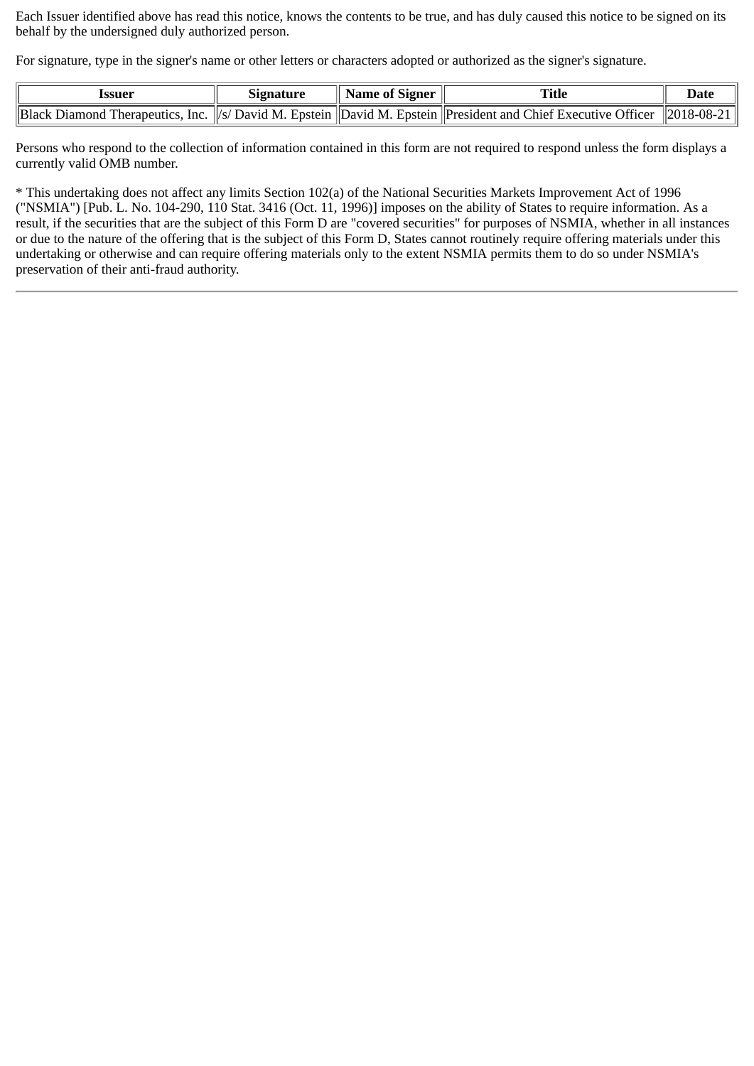Each Issuer identified above has read this notice, knows the contents to be true, and has duly caused this notice to be signed on its behalf by the undersigned duly authorized person.

For signature, type in the signer's name or other letters or characters adopted or authorized as the signer's signature.

| Issuer | Signature | Name of Signer | Title | Date |
|---|---|---|---|---|
| Black Diamond Therapeutics, Inc. | /s/ David M. Epstein | David M. Epstein | President and Chief Executive Officer | 2018-08-21 |

Persons who respond to the collection of information contained in this form are not required to respond unless the form displays a currently valid OMB number.

* This undertaking does not affect any limits Section 102(a) of the National Securities Markets Improvement Act of 1996 ("NSMIA") [Pub. L. No. 104-290, 110 Stat. 3416 (Oct. 11, 1996)] imposes on the ability of States to require information. As a result, if the securities that are the subject of this Form D are "covered securities" for purposes of NSMIA, whether in all instances or due to the nature of the offering that is the subject of this Form D, States cannot routinely require offering materials under this undertaking or otherwise and can require offering materials only to the extent NSMIA permits them to do so under NSMIA's preservation of their anti-fraud authority.

---